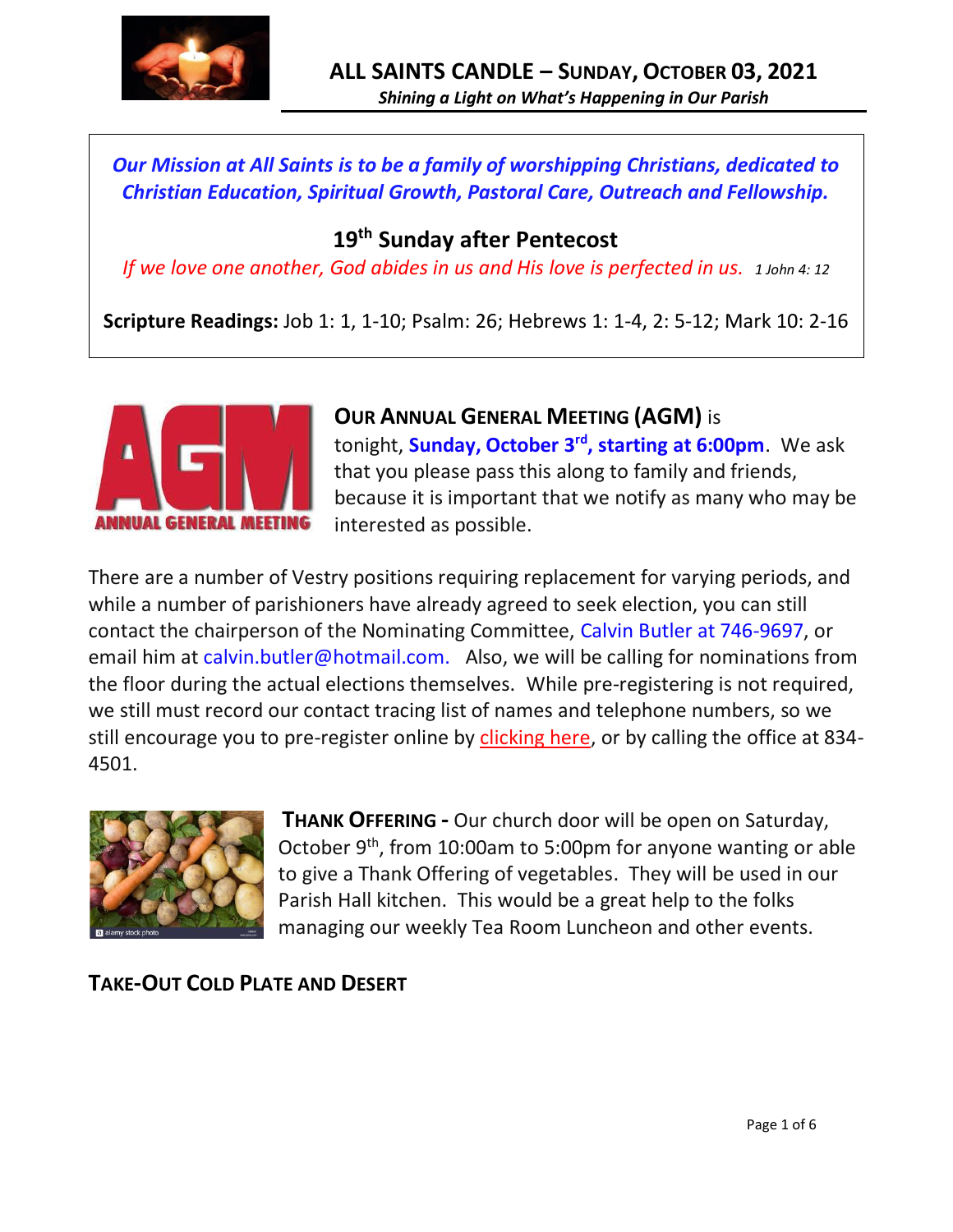# ALL SAINTS CANDLE – SUNDAY, OCTOBER 03, 2021

***Shining a Light on What's Happening in Our Parish***

*Our Mission at All Saints is to be a family of worshipping Christians, dedicated to Christian Education, Spiritual Growth, Pastoral Care, Outreach and Fellowship.*

## 19th Sunday after Pentecost

*If we love one another, God abides in us and His love is perfected in us.* *1 John 4: 12*

**Scripture Readings:** Job 1: 1, 1-10; Psalm: 26; Hebrews 1: 1-4, 2: 5-12; Mark 10: 2-16

**OUR ANNUAL GENERAL MEETING (AGM)** is tonight, **Sunday, October 3rd, starting at 6:00pm**. We ask that you please pass this along to family and friends, because it is important that we notify as many who may be interested as possible.

There are a number of Vestry positions requiring replacement for varying periods, and while a number of parishioners have already agreed to seek election, you can still contact the chairperson of the Nominating Committee, Calvin Butler at 746-9697, or email him at calvin.butler@hotmail.com. Also, we will be calling for nominations from the floor during the actual elections themselves. While pre-registering is not required, we still must record our contact tracing list of names and telephone numbers, so we still encourage you to pre-register online by clicking here, or by calling the office at 834-4501.

**THANK OFFERING -** Our church door will be open on Saturday, October 9th, from 10:00am to 5:00pm for anyone wanting or able to give a Thank Offering of vegetables. They will be used in our Parish Hall kitchen. This would be a great help to the folks managing our weekly Tea Room Luncheon and other events.

**TAKE-OUT COLD PLATE AND DESERT**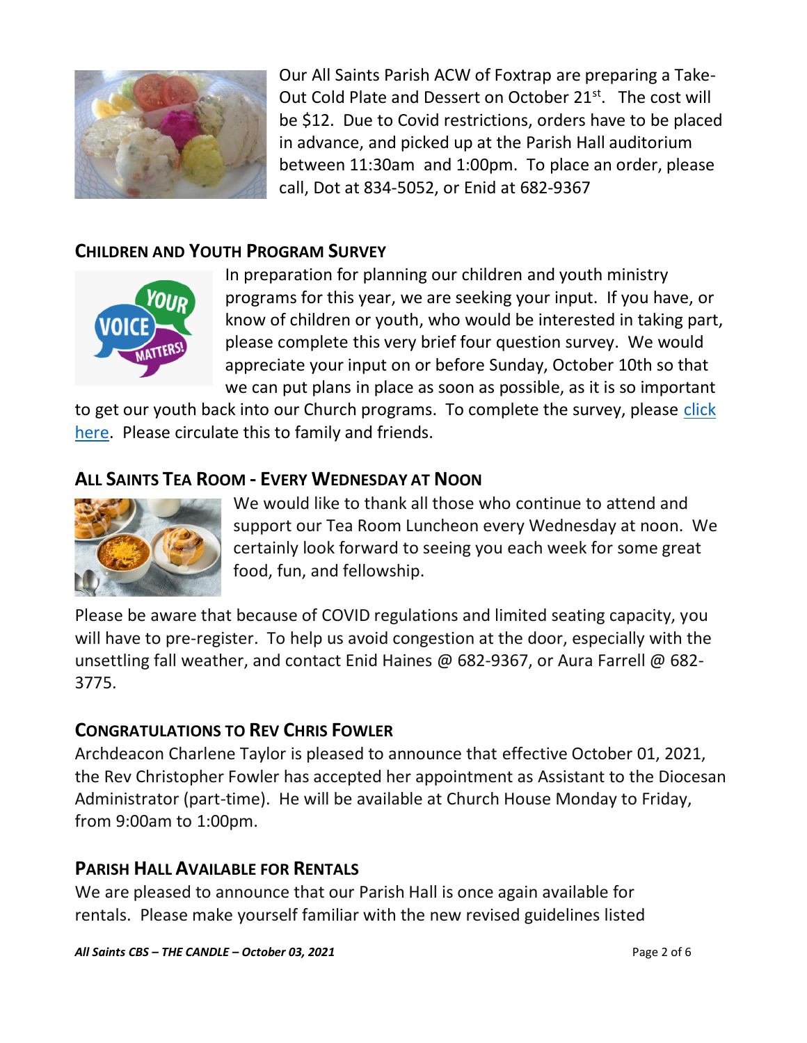Our All Saints Parish ACW of Foxtrap are preparing a Take-Out Cold Plate and Dessert on October 21st. The cost will be $12. Due to Covid restrictions, orders have to be placed in advance, and picked up at the Parish Hall auditorium between 11:30am and 1:00pm. To place an order, please call, Dot at 834-5052, or Enid at 682-9367

## CHILDREN AND YOUTH PROGRAM SURVEY

In preparation for planning our children and youth ministry programs for this year, we are seeking your input. If you have, or know of children or youth, who would be interested in taking part, please complete this very brief four question survey. We would appreciate your input on or before Sunday, October 10th so that we can put plans in place as soon as possible, as it is so important to get our youth back into our Church programs. To complete the survey, please click here. Please circulate this to family and friends.

## ALL SAINTS TEA ROOM - EVERY WEDNESDAY AT NOON

We would like to thank all those who continue to attend and support our Tea Room Luncheon every Wednesday at noon. We certainly look forward to seeing you each week for some great food, fun, and fellowship.

Please be aware that because of COVID regulations and limited seating capacity, you will have to pre-register. To help us avoid congestion at the door, especially with the unsettling fall weather, and contact Enid Haines @ 682-9367, or Aura Farrell @ 682-3775.

## CONGRATULATIONS TO REV CHRIS FOWLER

Archdeacon Charlene Taylor is pleased to announce that effective October 01, 2021, the Rev Christopher Fowler has accepted her appointment as Assistant to the Diocesan Administrator (part-time). He will be available at Church House Monday to Friday, from 9:00am to 1:00pm.

## PARISH HALL AVAILABLE FOR RENTALS

We are pleased to announce that our Parish Hall is once again available for rentals. Please make yourself familiar with the new revised guidelines listed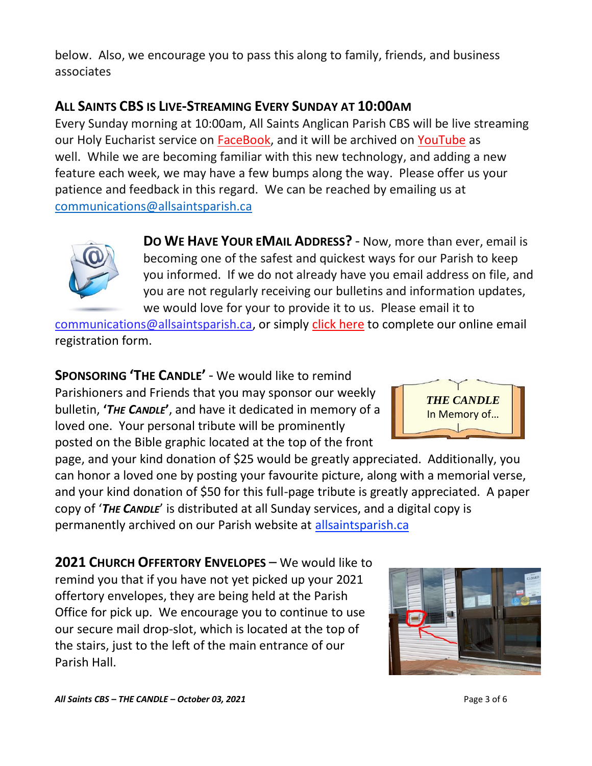below. Also, we encourage you to pass this along to family, friends, and business associates

## ALL SAINTS CBS IS LIVE-STREAMING EVERY SUNDAY AT 10:00AM

Every Sunday morning at 10:00am, All Saints Anglican Parish CBS will be live streaming our Holy Eucharist service on FaceBook, and it will be archived on YouTube as well. While we are becoming familiar with this new technology, and adding a new feature each week, we may have a few bumps along the way. Please offer us your patience and feedback in this regard. We can be reached by emailing us at communications@allsaintsparish.ca

**DO WE HAVE YOUR EMAIL ADDRESS?** - Now, more than ever, email is becoming one of the safest and quickest ways for our Parish to keep you informed. If we do not already have you email address on file, and you are not regularly receiving our bulletins and information updates, we would love for your to provide it to us. Please email it to communications@allsaintsparish.ca, or simply click here to complete our online email registration form.

**SPONSORING 'THE CANDLE'** - We would like to remind Parishioners and Friends that you may sponsor our weekly bulletin, **'*THE CANDLE*'**, and have it dedicated in memory of a loved one. Your personal tribute will be prominently posted on the Bible graphic located at the top of the front page, and your kind donation of $25 would be greatly appreciated. Additionally, you can honor a loved one by posting your favourite picture, along with a memorial verse, and your kind donation of $50 for this full-page tribute is greatly appreciated. A paper copy of '***THE CANDLE***' is distributed at all Sunday services, and a digital copy is permanently archived on our Parish website at allsaintsparish.ca

**2021 CHURCH OFFERTORY ENVELOPES** – We would like to remind you that if you have not yet picked up your 2021 offertory envelopes, they are being held at the Parish Office for pick up. We encourage you to continue to use our secure mail drop-slot, which is located at the top of the stairs, just to the left of the main entrance of our Parish Hall.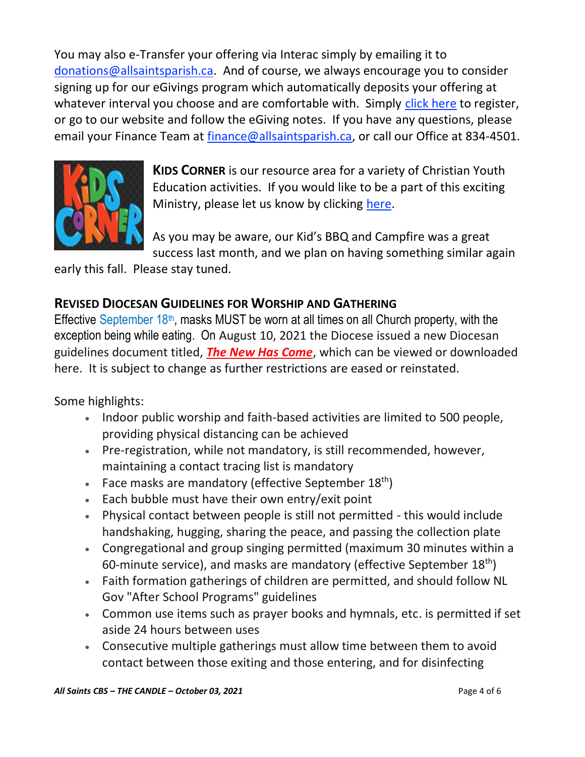You may also e-Transfer your offering via Interac simply by emailing it to donations@allsaintsparish.ca. And of course, we always encourage you to consider signing up for our eGivings program which automatically deposits your offering at whatever interval you choose and are comfortable with. Simply click here to register, or go to our website and follow the eGiving notes. If you have any questions, please email your Finance Team at finance@allsaintsparish.ca, or call our Office at 834-4501.

**KIDS CORNER** is our resource area for a variety of Christian Youth Education activities. If you would like to be a part of this exciting Ministry, please let us know by clicking here.

As you may be aware, our Kid's BBQ and Campfire was a great success last month, and we plan on having something similar again early this fall. Please stay tuned.

## REVISED DIOCESAN GUIDELINES FOR WORSHIP AND GATHERING

Effective September 18th, masks MUST be worn at all times on all Church property, with the exception being while eating. On August 10, 2021 the Diocese issued a new Diocesan guidelines document titled, ***The New Has Come***, which can be viewed or downloaded here. It is subject to change as further restrictions are eased or reinstated.

Some highlights:

- Indoor public worship and faith-based activities are limited to 500 people, providing physical distancing can be achieved
- Pre-registration, while not mandatory, is still recommended, however, maintaining a contact tracing list is mandatory
- Face masks are mandatory (effective September 18th)
- Each bubble must have their own entry/exit point
- Physical contact between people is still not permitted - this would include handshaking, hugging, sharing the peace, and passing the collection plate
- Congregational and group singing permitted (maximum 30 minutes within a 60-minute service), and masks are mandatory (effective September 18th)
- Faith formation gatherings of children are permitted, and should follow NL Gov "After School Programs" guidelines
- Common use items such as prayer books and hymnals, etc. is permitted if set aside 24 hours between uses
- Consecutive multiple gatherings must allow time between them to avoid contact between those exiting and those entering, and for disinfecting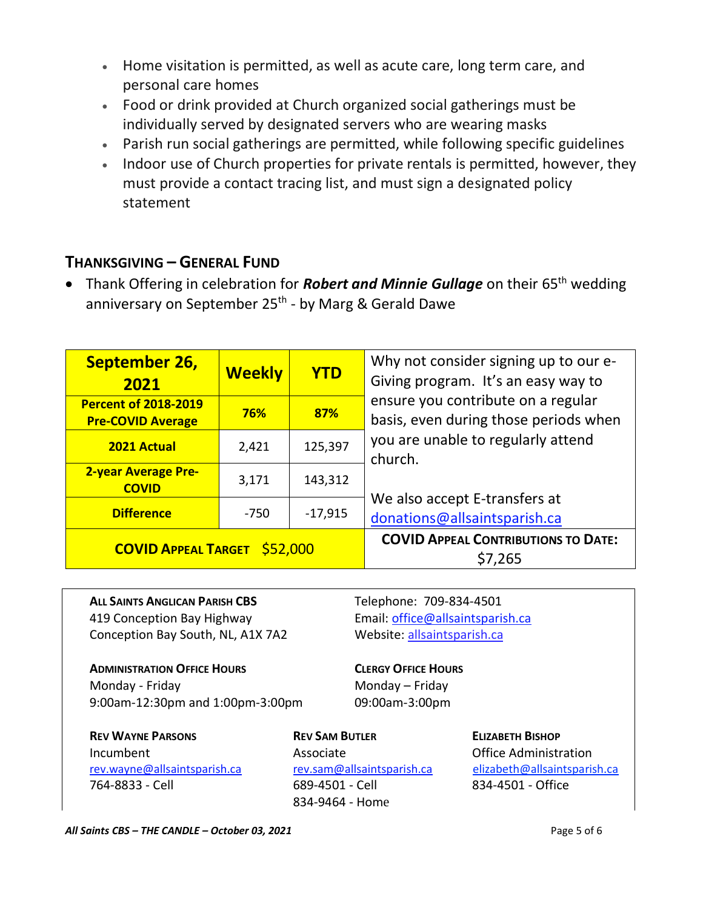- Home visitation is permitted, as well as acute care, long term care, and personal care homes
- Food or drink provided at Church organized social gatherings must be individually served by designated servers who are wearing masks
- Parish run social gatherings are permitted, while following specific guidelines
- Indoor use of Church properties for private rentals is permitted, however, they must provide a contact tracing list, and must sign a designated policy statement

## THANKSGIVING – GENERAL FUND

- Thank Offering in celebration for ***Robert and Minnie Gullage*** on their 65th wedding anniversary on September 25th - by Marg & Gerald Dawe

| September 26, 2021 | Weekly | YTD |
|---|---|---|
| Percent of 2018-2019 Pre-COVID Average | 76% | 87% |
| 2021 Actual | 2,421 | 125,397 |
| 2-year Average Pre-COVID | 3,171 | 143,312 |
| Difference | -750 | -17,915 |
| COVID APPEAL TARGET $52,000 | | |

Why not consider signing up to our e-Giving program. It's an easy way to ensure you contribute on a regular basis, even during those periods when you are unable to regularly attend church.

We also accept E-transfers at donations@allsaintsparish.ca

**COVID APPEAL CONTRIBUTIONS TO DATE:** $7,265

**ALL SAINTS ANGLICAN PARISH CBS**
419 Conception Bay Highway
Conception Bay South, NL, A1X 7A2

Telephone: 709-834-4501
Email: office@allsaintsparish.ca
Website: allsaintsparish.ca

**ADMINISTRATION OFFICE HOURS**
Monday - Friday
9:00am-12:30pm and 1:00pm-3:00pm

**CLERGY OFFICE HOURS**
Monday – Friday
09:00am-3:00pm

**REV WAYNE PARSONS**
Incumbent
rev.wayne@allsaintsparish.ca
764-8833 - Cell

**REV SAM BUTLER**
Associate
rev.sam@allsaintsparish.ca
689-4501 - Cell
834-9464 - Home

**ELIZABETH BISHOP**
Office Administration
elizabeth@allsaintsparish.ca
834-4501 - Office